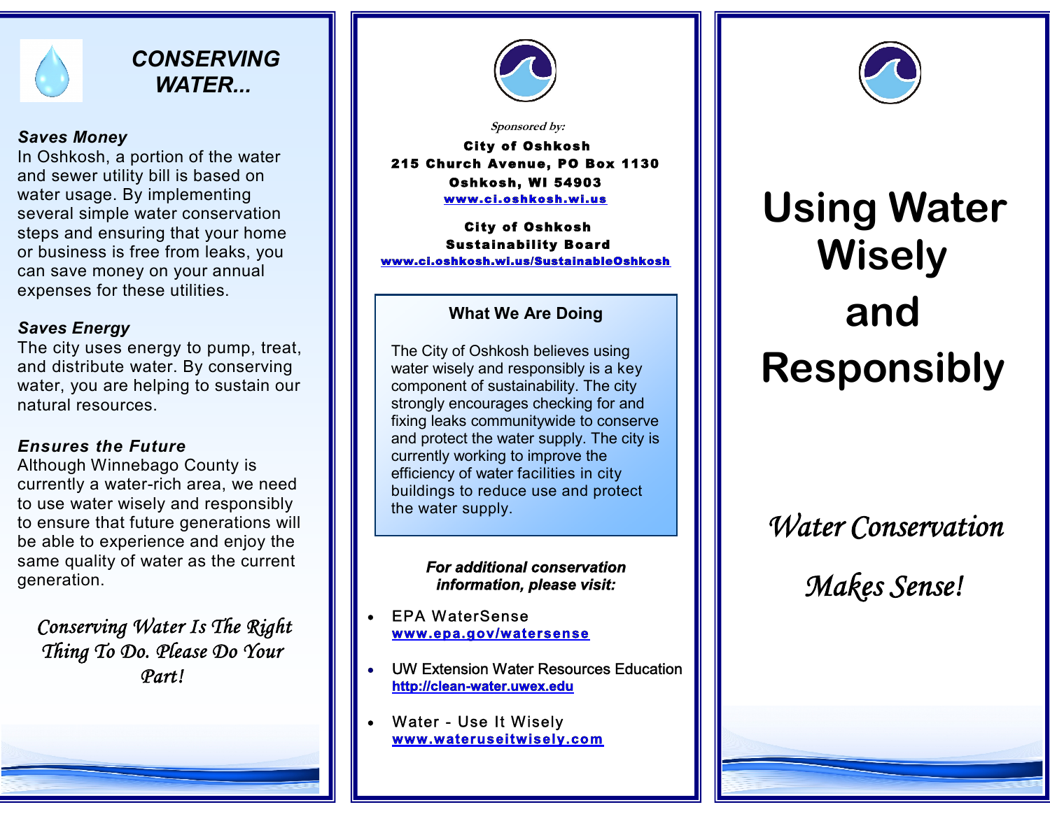## CONSERVING WATER...

### *Saves Money*

In Oshkosh, a portion of the water and sewer utility bill is based on water usage. By implementing several simple water conservation steps and ensuring that your home or business is free from leaks, you can save money on your annual expenses for these utilities.

### *Saves Energy*

The city uses energy to pump, treat, and distribute water. By conserving water, you are helping to sustain our natural resources.

### *Ensures the Future*

Although Winnebago County is currently a water-rich area, we need to use water wisely and responsibly to ensure that future generations will be able to experience and enjoy the same quality of water as the current generation.

*Conserving Water Is The Right Thing To Do. Please Do Your Part!*

*Sponsored by:*

**City of Oshkosh**
**215 Church Avenue, PO Box 1130**
**Oshkosh, WI 54903**
www.ci.oshkosh.wi.us

**City of Oshkosh**
**Sustainability Board**
www.ci.oshkosh.wi.us/SustainableOshkosh

### What We Are Doing

The City of Oshkosh believes using water wisely and responsibly is a key component of sustainability. The city strongly encourages checking for and fixing leaks communitywide to conserve and protect the water supply. The city is currently working to improve the efficiency of water facilities in city buildings to reduce use and protect the water supply.

***For additional conservation information, please visit:***

- EPA WaterSense
  www.epa.gov/watersense
- UW Extension Water Resources Education
  http://clean-water.uwex.edu
- Water - Use It Wisely
  www.wateruseitwisely.com

# Using Water Wisely and Responsibly

*Water Conservation Makes Sense!*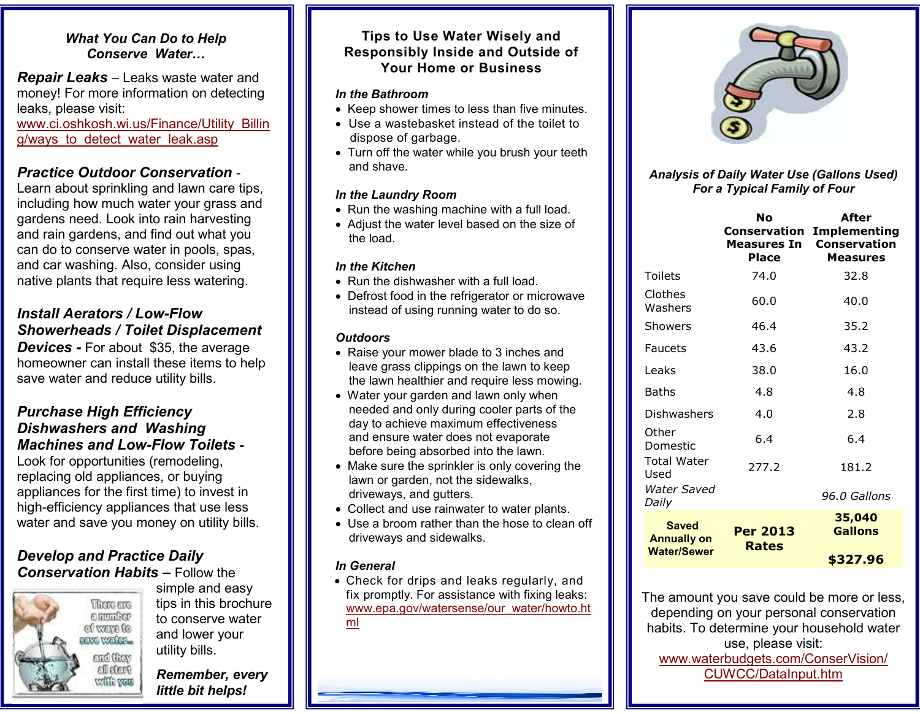### *What You Can Do to Help Conserve Water…*

***Repair Leaks*** – Leaks waste water and money! For more information on detecting leaks, please visit: www.ci.oshkosh.wi.us/Finance/Utility_Billing/ways_to_detect_water_leak.asp

***Practice Outdoor Conservation*** - Learn about sprinkling and lawn care tips, including how much water your grass and gardens need. Look into rain harvesting and rain gardens, and find out what you can do to conserve water in pools, spas, and car washing. Also, consider using native plants that require less watering.

***Install Aerators / Low-Flow Showerheads / Toilet Displacement Devices -*** For about $35, the average homeowner can install these items to help save water and reduce utility bills.

***Purchase High Efficiency Dishwashers and Washing Machines and Low-Flow Toilets -*** Look for opportunities (remodeling, replacing old appliances, or buying appliances for the first time) to invest in high-efficiency appliances that use less water and save you money on utility bills.

***Develop and Practice Daily Conservation Habits –*** Follow the simple and easy tips in this brochure to conserve water and lower your utility bills.

There are a number of ways to save water... and they all start with you

***Remember, every little bit helps!***

## Tips to Use Water Wisely and Responsibly Inside and Outside of Your Home or Business

***In the Bathroom***

- Keep shower times to less than five minutes.
- Use a wastebasket instead of the toilet to dispose of garbage.
- Turn off the water while you brush your teeth and shave.

***In the Laundry Room***

- Run the washing machine with a full load.
- Adjust the water level based on the size of the load.

***In the Kitchen***

- Run the dishwasher with a full load.
- Defrost food in the refrigerator or microwave instead of using running water to do so.

***Outdoors***

- Raise your mower blade to 3 inches and leave grass clippings on the lawn to keep the lawn healthier and require less mowing.
- Water your garden and lawn only when needed and only during cooler parts of the day to achieve maximum effectiveness and ensure water does not evaporate before being absorbed into the lawn.
- Make sure the sprinkler is only covering the lawn or garden, not the sidewalks, driveways, and gutters.
- Collect and use rainwater to water plants.
- Use a broom rather than the hose to clean off driveways and sidewalks.

***In General***

- Check for drips and leaks regularly, and fix promptly. For assistance with fixing leaks: www.epa.gov/watersense/our_water/howto.html

***Analysis of Daily Water Use (Gallons Used) For a Typical Family of Four***

| | No Conservation Measures In Place | After Implementing Conservation Measures |
|---|---|---|
| Toilets | 74.0 | 32.8 |
| Clothes Washers | 60.0 | 40.0 |
| Showers | 46.4 | 35.2 |
| Faucets | 43.6 | 43.2 |
| Leaks | 38.0 | 16.0 |
| Baths | 4.8 | 4.8 |
| Dishwashers | 4.0 | 2.8 |
| Other Domestic | 6.4 | 6.4 |
| Total Water Used | 277.2 | 181.2 |
| *Water Saved Daily* | | *96.0 Gallons* |
| **Saved Annually on Water/Sewer** | **Per 2013 Rates** | **35,040 Gallons** **$327.96** |

The amount you save could be more or less, depending on your personal conservation habits. To determine your household water use, please visit: www.waterbudgets.com/ConserVision/CUWCC/DataInput.htm